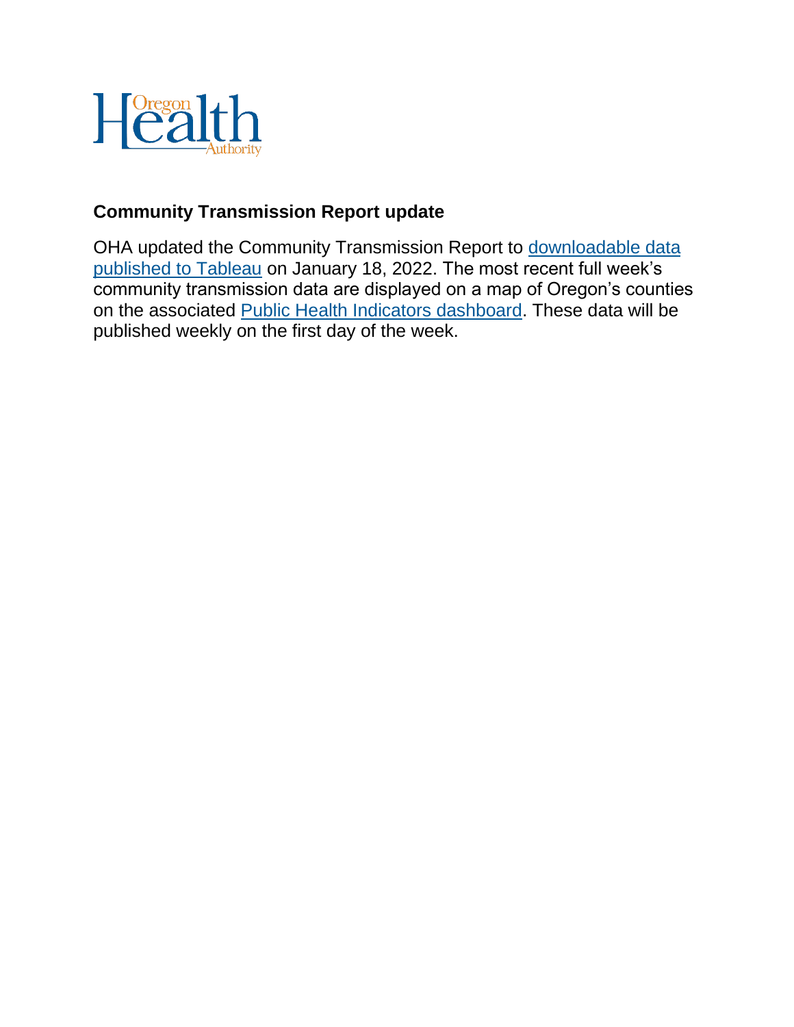## Community Transmission Report update

OHA updated the Community Transmission Report to [downloadable data published to Tableau]() on January 18, 2022. The most recent full week's community transmission data are displayed on a map of Oregon's counties on the associated [Public Health Indicators dashboard](). These data will be published weekly on the first day of the week.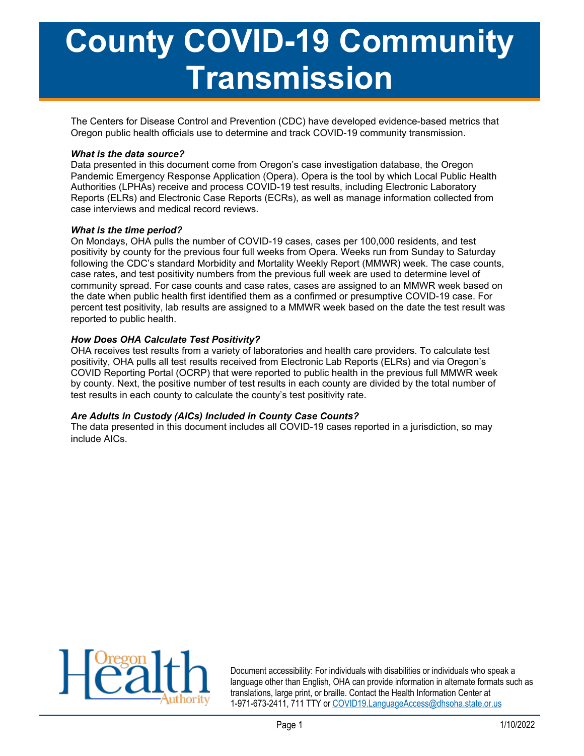# County COVID-19 Community Transmission

The Centers for Disease Control and Prevention (CDC) have developed evidence-based metrics that Oregon public health officials use to determine and track COVID-19 community transmission.

***What is the data source?***
Data presented in this document come from Oregon's case investigation database, the Oregon Pandemic Emergency Response Application (Opera). Opera is the tool by which Local Public Health Authorities (LPHAs) receive and process COVID-19 test results, including Electronic Laboratory Reports (ELRs) and Electronic Case Reports (ECRs), as well as manage information collected from case interviews and medical record reviews.

***What is the time period?***
On Mondays, OHA pulls the number of COVID-19 cases, cases per 100,000 residents, and test positivity by county for the previous four full weeks from Opera. Weeks run from Sunday to Saturday following the CDC's standard Morbidity and Mortality Weekly Report (MMWR) week. The case counts, case rates, and test positivity numbers from the previous full week are used to determine level of community spread. For case counts and case rates, cases are assigned to an MMWR week based on the date when public health first identified them as a confirmed or presumptive COVID-19 case. For percent test positivity, lab results are assigned to a MMWR week based on the date the test result was reported to public health.

***How Does OHA Calculate Test Positivity?***
OHA receives test results from a variety of laboratories and health care providers. To calculate test positivity, OHA pulls all test results received from Electronic Lab Reports (ELRs) and via Oregon's COVID Reporting Portal (OCRP) that were reported to public health in the previous full MMWR week by county. Next, the positive number of test results in each county are divided by the total number of test results in each county to calculate the county's test positivity rate.

***Are Adults in Custody (AICs) Included in County Case Counts?***
The data presented in this document includes all COVID-19 cases reported in a jurisdiction, so may include AICs.

Document accessibility: For individuals with disabilities or individuals who speak a language other than English, OHA can provide information in alternate formats such as translations, large print, or braille. Contact the Health Information Center at 1-971-673-2411, 711 TTY or COVID19.LanguageAccess@dhsoha.state.or.us

1/10/2022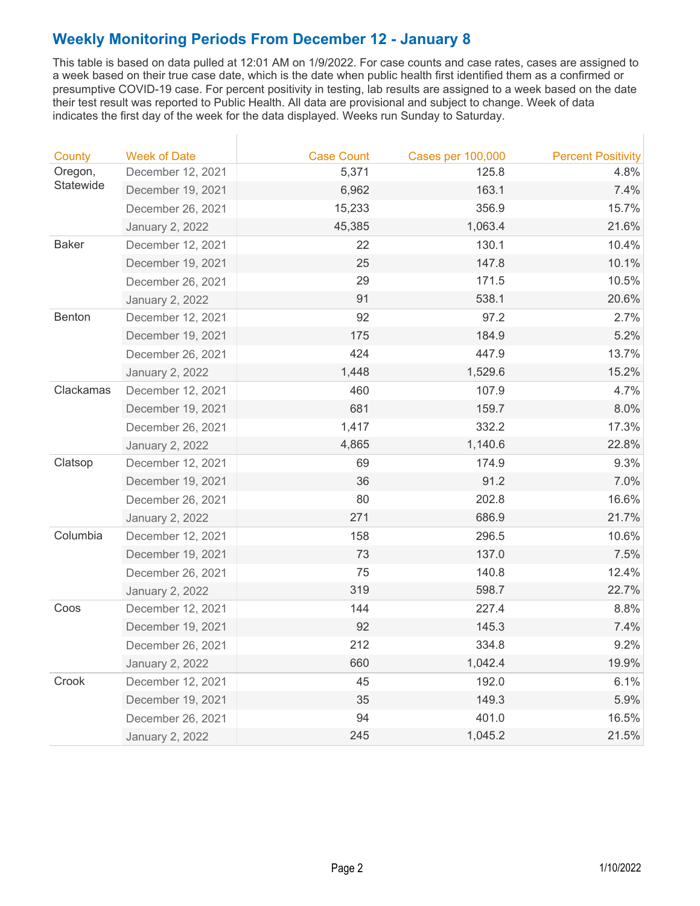## Weekly Monitoring Periods From December 12 - January 8

This table is based on data pulled at 12:01 AM on 1/9/2022. For case counts and case rates, cases are assigned to a week based on their true case date, which is the date when public health first identified them as a confirmed or presumptive COVID-19 case. For percent positivity in testing, lab results are assigned to a week based on the date their test result was reported to Public Health. All data are provisional and subject to change. Week of data indicates the first day of the week for the data displayed. Weeks run Sunday to Saturday.

| County | Week of Date | Case Count | Cases per 100,000 | Percent Positivity |
|---|---|---|---|---|
| Oregon, Statewide | December 12, 2021 | 5,371 | 125.8 | 4.8% |
| | December 19, 2021 | 6,962 | 163.1 | 7.4% |
| | December 26, 2021 | 15,233 | 356.9 | 15.7% |
| | January 2, 2022 | 45,385 | 1,063.4 | 21.6% |
| Baker | December 12, 2021 | 22 | 130.1 | 10.4% |
| | December 19, 2021 | 25 | 147.8 | 10.1% |
| | December 26, 2021 | 29 | 171.5 | 10.5% |
| | January 2, 2022 | 91 | 538.1 | 20.6% |
| Benton | December 12, 2021 | 92 | 97.2 | 2.7% |
| | December 19, 2021 | 175 | 184.9 | 5.2% |
| | December 26, 2021 | 424 | 447.9 | 13.7% |
| | January 2, 2022 | 1,448 | 1,529.6 | 15.2% |
| Clackamas | December 12, 2021 | 460 | 107.9 | 4.7% |
| | December 19, 2021 | 681 | 159.7 | 8.0% |
| | December 26, 2021 | 1,417 | 332.2 | 17.3% |
| | January 2, 2022 | 4,865 | 1,140.6 | 22.8% |
| Clatsop | December 12, 2021 | 69 | 174.9 | 9.3% |
| | December 19, 2021 | 36 | 91.2 | 7.0% |
| | December 26, 2021 | 80 | 202.8 | 16.6% |
| | January 2, 2022 | 271 | 686.9 | 21.7% |
| Columbia | December 12, 2021 | 158 | 296.5 | 10.6% |
| | December 19, 2021 | 73 | 137.0 | 7.5% |
| | December 26, 2021 | 75 | 140.8 | 12.4% |
| | January 2, 2022 | 319 | 598.7 | 22.7% |
| Coos | December 12, 2021 | 144 | 227.4 | 8.8% |
| | December 19, 2021 | 92 | 145.3 | 7.4% |
| | December 26, 2021 | 212 | 334.8 | 9.2% |
| | January 2, 2022 | 660 | 1,042.4 | 19.9% |
| Crook | December 12, 2021 | 45 | 192.0 | 6.1% |
| | December 19, 2021 | 35 | 149.3 | 5.9% |
| | December 26, 2021 | 94 | 401.0 | 16.5% |
| | January 2, 2022 | 245 | 1,045.2 | 21.5% |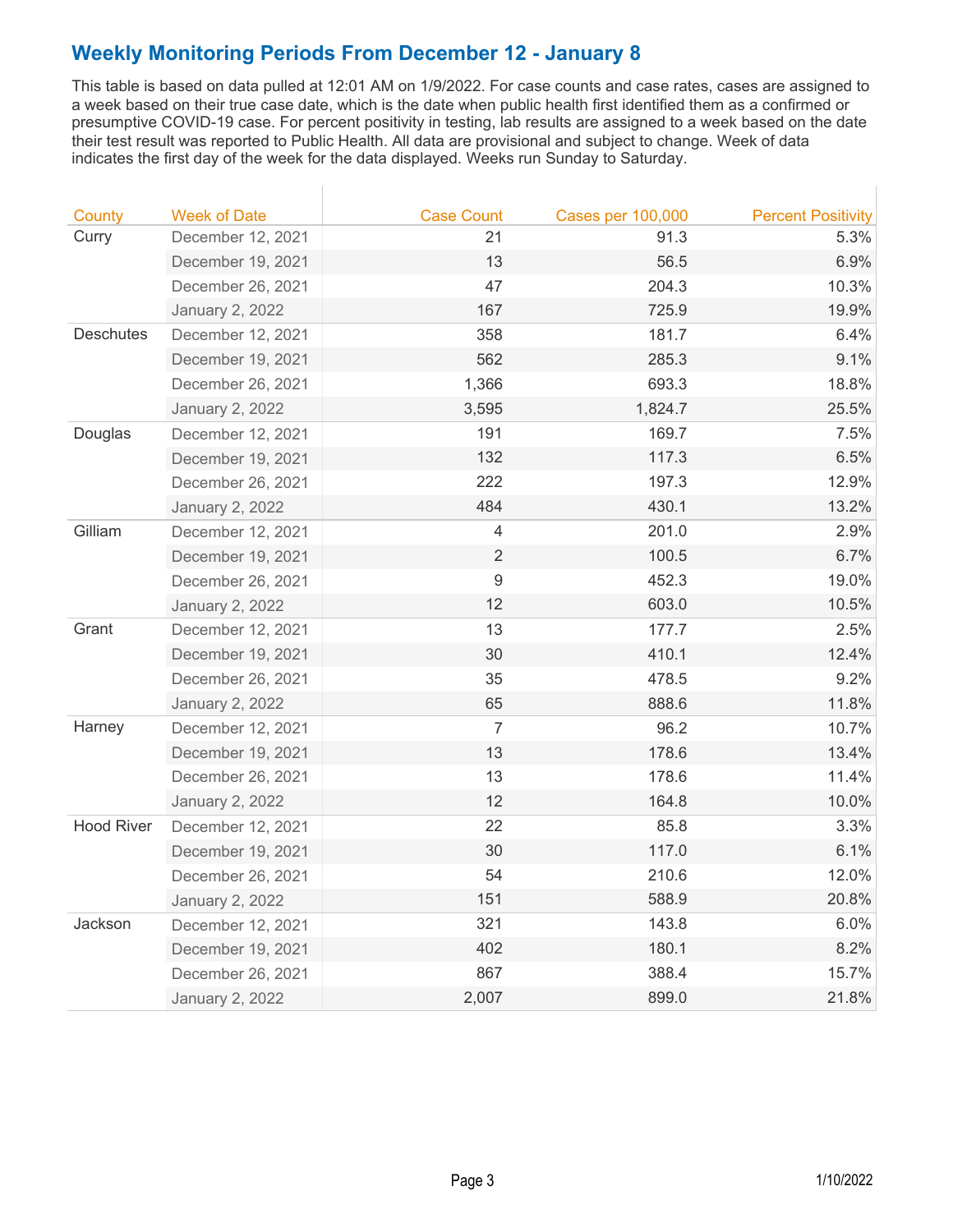## Weekly Monitoring Periods From December 12 - January 8

This table is based on data pulled at 12:01 AM on 1/9/2022. For case counts and case rates, cases are assigned to a week based on their true case date, which is the date when public health first identified them as a confirmed or presumptive COVID-19 case. For percent positivity in testing, lab results are assigned to a week based on the date their test result was reported to Public Health. All data are provisional and subject to change. Week of data indicates the first day of the week for the data displayed. Weeks run Sunday to Saturday.

| County | Week of Date | Case Count | Cases per 100,000 | Percent Positivity |
|---|---|---|---|---|
| Curry | December 12, 2021 | 21 | 91.3 | 5.3% |
| | December 19, 2021 | 13 | 56.5 | 6.9% |
| | December 26, 2021 | 47 | 204.3 | 10.3% |
| | January 2, 2022 | 167 | 725.9 | 19.9% |
| Deschutes | December 12, 2021 | 358 | 181.7 | 6.4% |
| | December 19, 2021 | 562 | 285.3 | 9.1% |
| | December 26, 2021 | 1,366 | 693.3 | 18.8% |
| | January 2, 2022 | 3,595 | 1,824.7 | 25.5% |
| Douglas | December 12, 2021 | 191 | 169.7 | 7.5% |
| | December 19, 2021 | 132 | 117.3 | 6.5% |
| | December 26, 2021 | 222 | 197.3 | 12.9% |
| | January 2, 2022 | 484 | 430.1 | 13.2% |
| Gilliam | December 12, 2021 | 4 | 201.0 | 2.9% |
| | December 19, 2021 | 2 | 100.5 | 6.7% |
| | December 26, 2021 | 9 | 452.3 | 19.0% |
| | January 2, 2022 | 12 | 603.0 | 10.5% |
| Grant | December 12, 2021 | 13 | 177.7 | 2.5% |
| | December 19, 2021 | 30 | 410.1 | 12.4% |
| | December 26, 2021 | 35 | 478.5 | 9.2% |
| | January 2, 2022 | 65 | 888.6 | 11.8% |
| Harney | December 12, 2021 | 7 | 96.2 | 10.7% |
| | December 19, 2021 | 13 | 178.6 | 13.4% |
| | December 26, 2021 | 13 | 178.6 | 11.4% |
| | January 2, 2022 | 12 | 164.8 | 10.0% |
| Hood River | December 12, 2021 | 22 | 85.8 | 3.3% |
| | December 19, 2021 | 30 | 117.0 | 6.1% |
| | December 26, 2021 | 54 | 210.6 | 12.0% |
| | January 2, 2022 | 151 | 588.9 | 20.8% |
| Jackson | December 12, 2021 | 321 | 143.8 | 6.0% |
| | December 19, 2021 | 402 | 180.1 | 8.2% |
| | December 26, 2021 | 867 | 388.4 | 15.7% |
| | January 2, 2022 | 2,007 | 899.0 | 21.8% |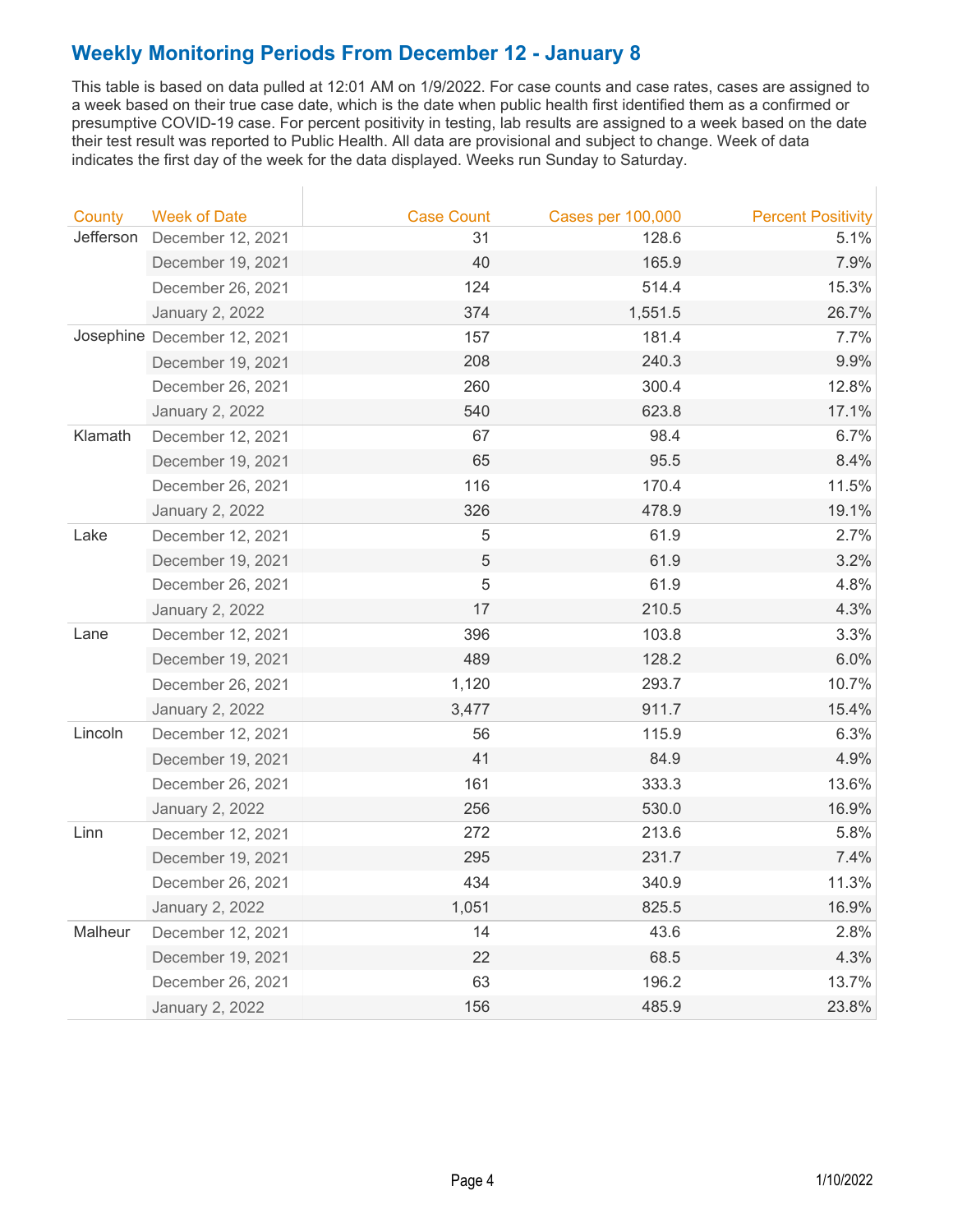## Weekly Monitoring Periods From December 12 - January 8

This table is based on data pulled at 12:01 AM on 1/9/2022. For case counts and case rates, cases are assigned to a week based on their true case date, which is the date when public health first identified them as a confirmed or presumptive COVID-19 case. For percent positivity in testing, lab results are assigned to a week based on the date their test result was reported to Public Health. All data are provisional and subject to change. Week of data indicates the first day of the week for the data displayed. Weeks run Sunday to Saturday.

| County | Week of Date | Case Count | Cases per 100,000 | Percent Positivity |
|---|---|---|---|---|
| Jefferson | December 12, 2021 | 31 | 128.6 | 5.1% |
| | December 19, 2021 | 40 | 165.9 | 7.9% |
| | December 26, 2021 | 124 | 514.4 | 15.3% |
| | January 2, 2022 | 374 | 1,551.5 | 26.7% |
| Josephine | December 12, 2021 | 157 | 181.4 | 7.7% |
| | December 19, 2021 | 208 | 240.3 | 9.9% |
| | December 26, 2021 | 260 | 300.4 | 12.8% |
| | January 2, 2022 | 540 | 623.8 | 17.1% |
| Klamath | December 12, 2021 | 67 | 98.4 | 6.7% |
| | December 19, 2021 | 65 | 95.5 | 8.4% |
| | December 26, 2021 | 116 | 170.4 | 11.5% |
| | January 2, 2022 | 326 | 478.9 | 19.1% |
| Lake | December 12, 2021 | 5 | 61.9 | 2.7% |
| | December 19, 2021 | 5 | 61.9 | 3.2% |
| | December 26, 2021 | 5 | 61.9 | 4.8% |
| | January 2, 2022 | 17 | 210.5 | 4.3% |
| Lane | December 12, 2021 | 396 | 103.8 | 3.3% |
| | December 19, 2021 | 489 | 128.2 | 6.0% |
| | December 26, 2021 | 1,120 | 293.7 | 10.7% |
| | January 2, 2022 | 3,477 | 911.7 | 15.4% |
| Lincoln | December 12, 2021 | 56 | 115.9 | 6.3% |
| | December 19, 2021 | 41 | 84.9 | 4.9% |
| | December 26, 2021 | 161 | 333.3 | 13.6% |
| | January 2, 2022 | 256 | 530.0 | 16.9% |
| Linn | December 12, 2021 | 272 | 213.6 | 5.8% |
| | December 19, 2021 | 295 | 231.7 | 7.4% |
| | December 26, 2021 | 434 | 340.9 | 11.3% |
| | January 2, 2022 | 1,051 | 825.5 | 16.9% |
| Malheur | December 12, 2021 | 14 | 43.6 | 2.8% |
| | December 19, 2021 | 22 | 68.5 | 4.3% |
| | December 26, 2021 | 63 | 196.2 | 13.7% |
| | January 2, 2022 | 156 | 485.9 | 23.8% |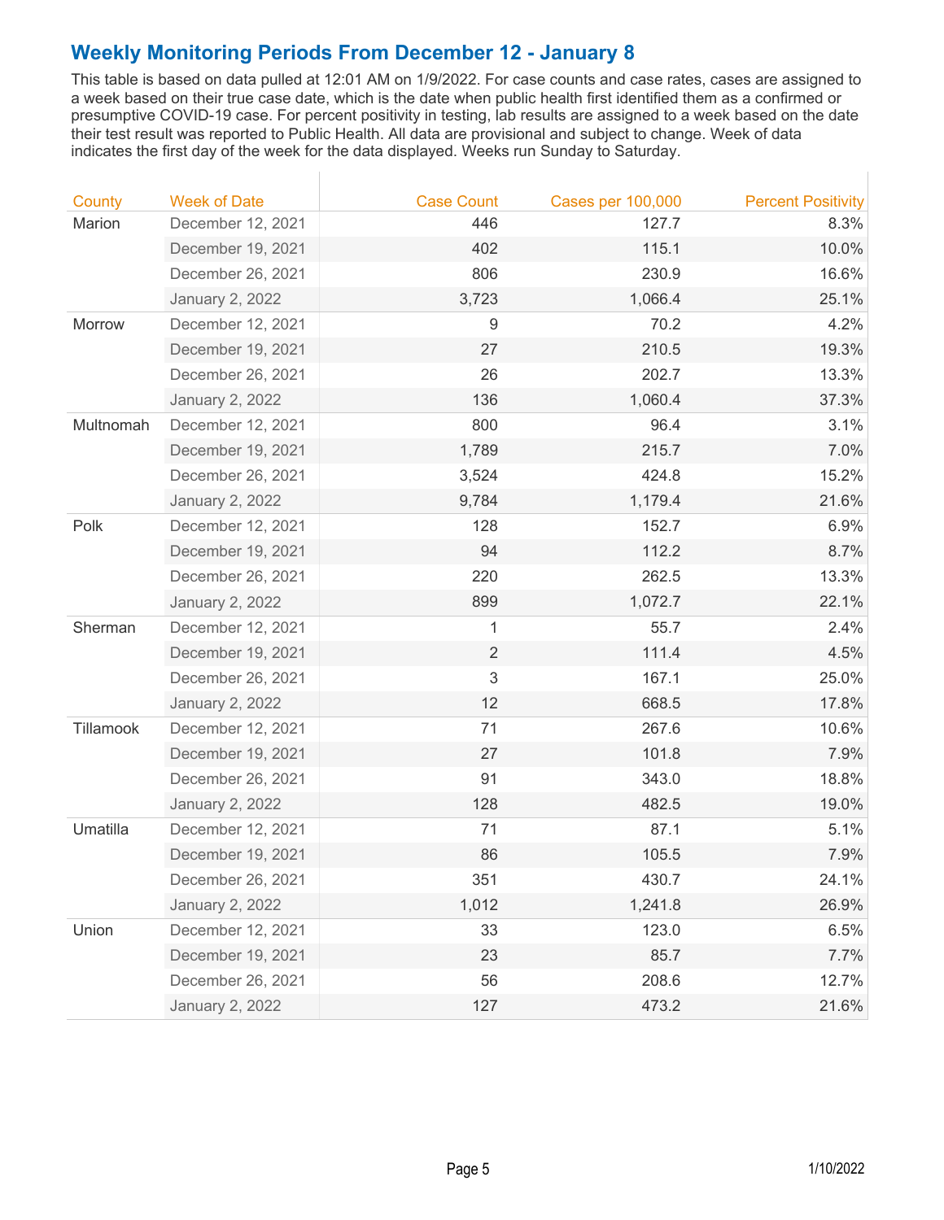## Weekly Monitoring Periods From December 12 - January 8

This table is based on data pulled at 12:01 AM on 1/9/2022. For case counts and case rates, cases are assigned to a week based on their true case date, which is the date when public health first identified them as a confirmed or presumptive COVID-19 case. For percent positivity in testing, lab results are assigned to a week based on the date their test result was reported to Public Health. All data are provisional and subject to change. Week of data indicates the first day of the week for the data displayed. Weeks run Sunday to Saturday.

| County | Week of Date | Case Count | Cases per 100,000 | Percent Positivity |
|---|---|---|---|---|
| Marion | December 12, 2021 | 446 | 127.7 | 8.3% |
| | December 19, 2021 | 402 | 115.1 | 10.0% |
| | December 26, 2021 | 806 | 230.9 | 16.6% |
| | January 2, 2022 | 3,723 | 1,066.4 | 25.1% |
| Morrow | December 12, 2021 | 9 | 70.2 | 4.2% |
| | December 19, 2021 | 27 | 210.5 | 19.3% |
| | December 26, 2021 | 26 | 202.7 | 13.3% |
| | January 2, 2022 | 136 | 1,060.4 | 37.3% |
| Multnomah | December 12, 2021 | 800 | 96.4 | 3.1% |
| | December 19, 2021 | 1,789 | 215.7 | 7.0% |
| | December 26, 2021 | 3,524 | 424.8 | 15.2% |
| | January 2, 2022 | 9,784 | 1,179.4 | 21.6% |
| Polk | December 12, 2021 | 128 | 152.7 | 6.9% |
| | December 19, 2021 | 94 | 112.2 | 8.7% |
| | December 26, 2021 | 220 | 262.5 | 13.3% |
| | January 2, 2022 | 899 | 1,072.7 | 22.1% |
| Sherman | December 12, 2021 | 1 | 55.7 | 2.4% |
| | December 19, 2021 | 2 | 111.4 | 4.5% |
| | December 26, 2021 | 3 | 167.1 | 25.0% |
| | January 2, 2022 | 12 | 668.5 | 17.8% |
| Tillamook | December 12, 2021 | 71 | 267.6 | 10.6% |
| | December 19, 2021 | 27 | 101.8 | 7.9% |
| | December 26, 2021 | 91 | 343.0 | 18.8% |
| | January 2, 2022 | 128 | 482.5 | 19.0% |
| Umatilla | December 12, 2021 | 71 | 87.1 | 5.1% |
| | December 19, 2021 | 86 | 105.5 | 7.9% |
| | December 26, 2021 | 351 | 430.7 | 24.1% |
| | January 2, 2022 | 1,012 | 1,241.8 | 26.9% |
| Union | December 12, 2021 | 33 | 123.0 | 6.5% |
| | December 19, 2021 | 23 | 85.7 | 7.7% |
| | December 26, 2021 | 56 | 208.6 | 12.7% |
| | January 2, 2022 | 127 | 473.2 | 21.6% |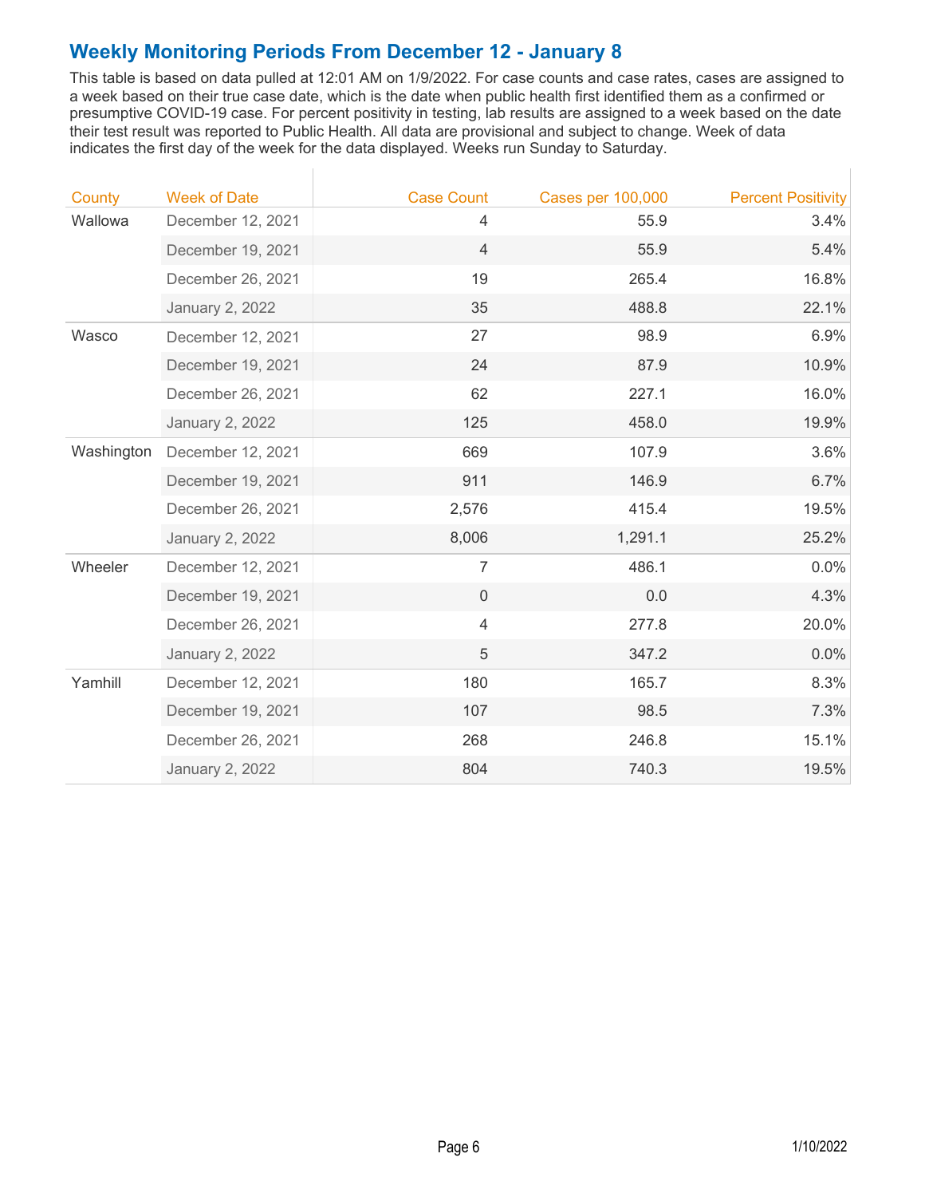## Weekly Monitoring Periods From December 12 - January 8

This table is based on data pulled at 12:01 AM on 1/9/2022. For case counts and case rates, cases are assigned to a week based on their true case date, which is the date when public health first identified them as a confirmed or presumptive COVID-19 case. For percent positivity in testing, lab results are assigned to a week based on the date their test result was reported to Public Health. All data are provisional and subject to change. Week of data indicates the first day of the week for the data displayed. Weeks run Sunday to Saturday.

| County | Week of Date | Case Count | Cases per 100,000 | Percent Positivity |
|---|---|---|---|---|
| Wallowa | December 12, 2021 | 4 | 55.9 | 3.4% |
| | December 19, 2021 | 4 | 55.9 | 5.4% |
| | December 26, 2021 | 19 | 265.4 | 16.8% |
| | January 2, 2022 | 35 | 488.8 | 22.1% |
| Wasco | December 12, 2021 | 27 | 98.9 | 6.9% |
| | December 19, 2021 | 24 | 87.9 | 10.9% |
| | December 26, 2021 | 62 | 227.1 | 16.0% |
| | January 2, 2022 | 125 | 458.0 | 19.9% |
| Washington | December 12, 2021 | 669 | 107.9 | 3.6% |
| | December 19, 2021 | 911 | 146.9 | 6.7% |
| | December 26, 2021 | 2,576 | 415.4 | 19.5% |
| | January 2, 2022 | 8,006 | 1,291.1 | 25.2% |
| Wheeler | December 12, 2021 | 7 | 486.1 | 0.0% |
| | December 19, 2021 | 0 | 0.0 | 4.3% |
| | December 26, 2021 | 4 | 277.8 | 20.0% |
| | January 2, 2022 | 5 | 347.2 | 0.0% |
| Yamhill | December 12, 2021 | 180 | 165.7 | 8.3% |
| | December 19, 2021 | 107 | 98.5 | 7.3% |
| | December 26, 2021 | 268 | 246.8 | 15.1% |
| | January 2, 2022 | 804 | 740.3 | 19.5% |